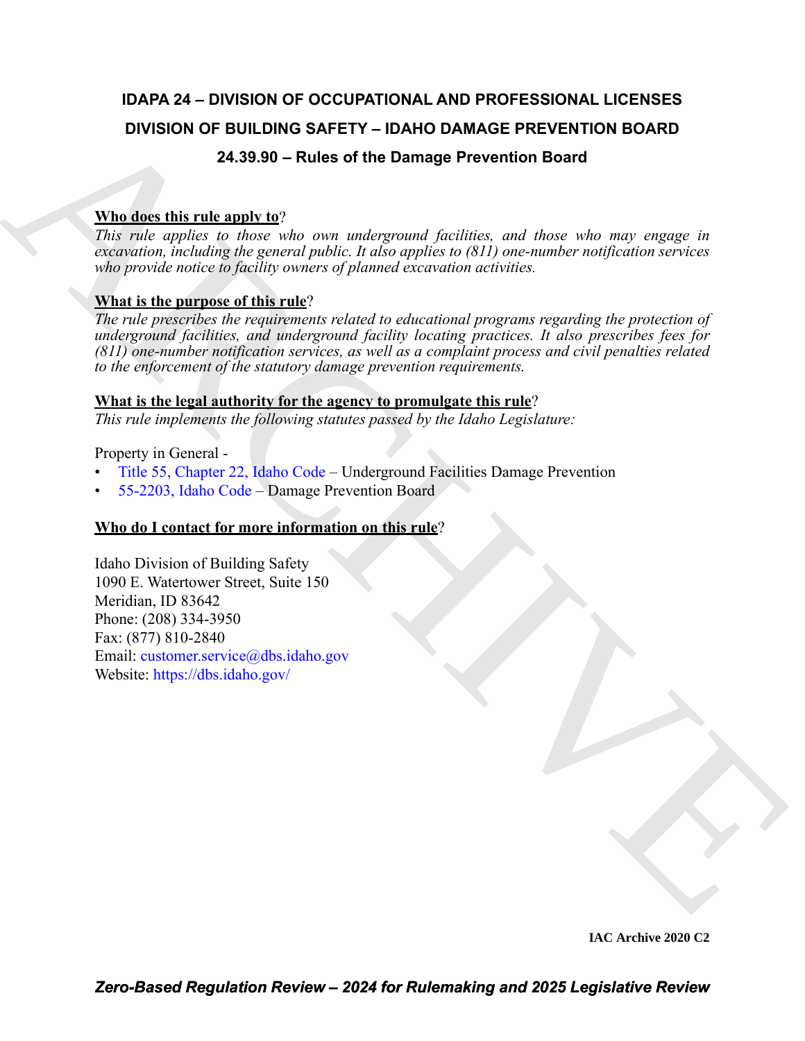# IDAPA 24 – DIVISION OF OCCUPATIONAL AND PROFESSIONAL LICENSES

## DIVISION OF BUILDING SAFETY – IDAHO DAMAGE PREVENTION BOARD

## 24.39.90 – Rules of the Damage Prevention Board

**Who does this rule apply to?**

*This rule applies to those who own underground facilities, and those who may engage in excavation, including the general public. It also applies to (811) one-number notification services who provide notice to facility owners of planned excavation activities.*

**What is the purpose of this rule?**

*The rule prescribes the requirements related to educational programs regarding the protection of underground facilities, and underground facility locating practices. It also prescribes fees for (811) one-number notification services, as well as a complaint process and civil penalties related to the enforcement of the statutory damage prevention requirements.*

**What is the legal authority for the agency to promulgate this rule?**

*This rule implements the following statutes passed by the Idaho Legislature:*

Property in General -

- Title 55, Chapter 22, Idaho Code – Underground Facilities Damage Prevention
- 55-2203, Idaho Code – Damage Prevention Board

**Who do I contact for more information on this rule?**

Idaho Division of Building Safety
1090 E. Watertower Street, Suite 150
Meridian, ID 83642
Phone: (208) 334-3950
Fax: (877) 810-2840
Email: customer.service@dbs.idaho.gov
Website: https://dbs.idaho.gov/

IAC Archive 2020 C2

*Zero-Based Regulation Review – 2024 for Rulemaking and 2025 Legislative Review*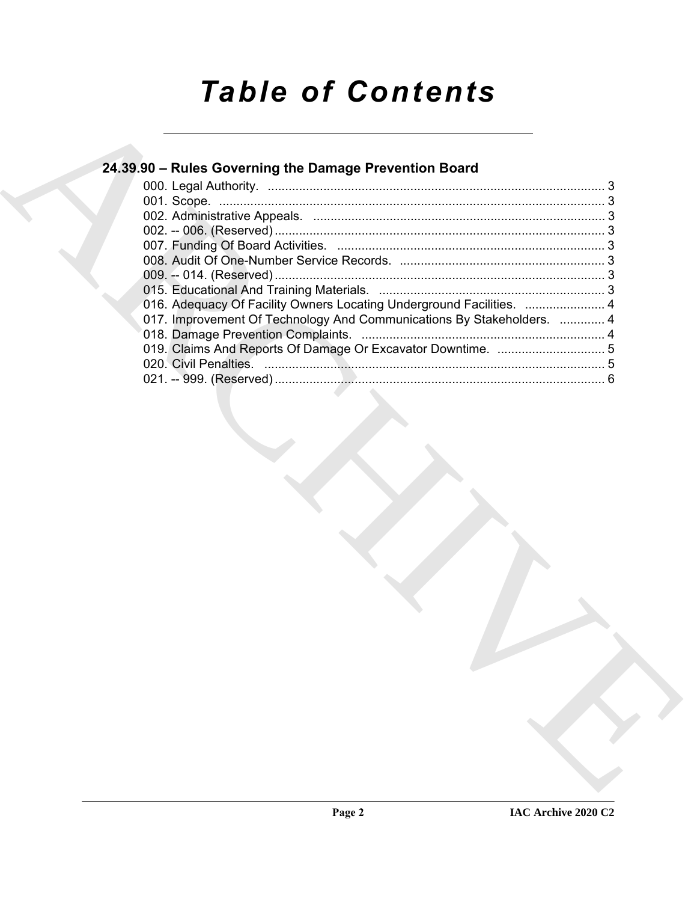# Table of Contents

## 24.39.90 – Rules Governing the Damage Prevention Board

000. Legal Authority. ........................................................................................ 3
001. Scope. ........................................................................................................ 3
002. Administrative Appeals. ........................................................................... 3
002. -- 006. (Reserved) ..................................................................................... 3
007. Funding Of Board Activities. .................................................................... 3
008. Audit Of One-Number Service Records. ................................................... 3
009. -- 014. (Reserved) ..................................................................................... 3
015. Educational And Training Materials. ........................................................ 3
016. Adequacy Of Facility Owners Locating Underground Facilities. ............... 4
017. Improvement Of Technology And Communications By Stakeholders. ............. 4
018. Damage Prevention Complaints. ............................................................... 4
019. Claims And Reports Of Damage Or Excavator Downtime. ......................... 5
020. Civil Penalties. .......................................................................................... 5
021. -- 999. (Reserved) ..................................................................................... 6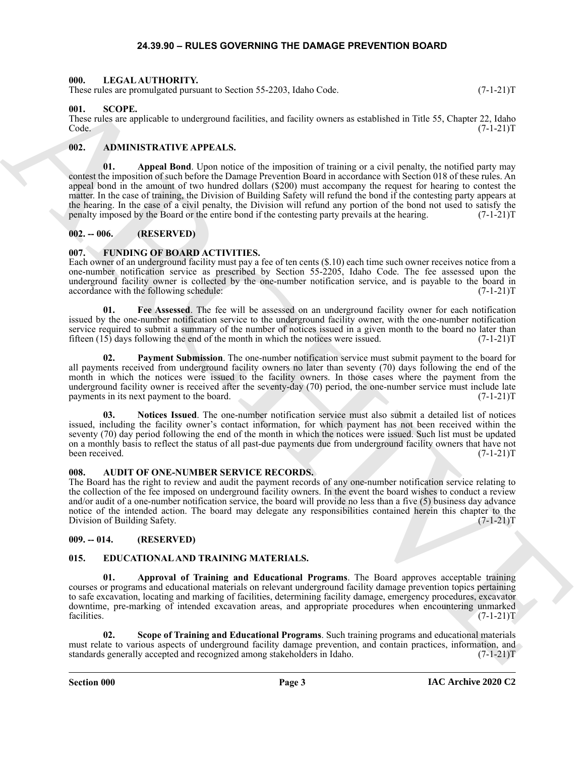# 24.39.90 – RULES GOVERNING THE DAMAGE PREVENTION BOARD

### 000. LEGAL AUTHORITY.

These rules are promulgated pursuant to Section 55-2203, Idaho Code. (7-1-21)T

### 001. SCOPE.

These rules are applicable to underground facilities, and facility owners as established in Title 55, Chapter 22, Idaho Code. (7-1-21)T

### 002. ADMINISTRATIVE APPEALS.

**01. Appeal Bond**. Upon notice of the imposition of training or a civil penalty, the notified party may contest the imposition of such before the Damage Prevention Board in accordance with Section 018 of these rules. An appeal bond in the amount of two hundred dollars ($200) must accompany the request for hearing to contest the matter. In the case of training, the Division of Building Safety will refund the bond if the contesting party appears at the hearing. In the case of a civil penalty, the Division will refund any portion of the bond not used to satisfy the penalty imposed by the Board or the entire bond if the contesting party prevails at the hearing. (7-1-21)T

### 002. -- 006. (RESERVED)

### 007. FUNDING OF BOARD ACTIVITIES.

Each owner of an underground facility must pay a fee of ten cents ($.10) each time such owner receives notice from a one-number notification service as prescribed by Section 55-2205, Idaho Code. The fee assessed upon the underground facility owner is collected by the one-number notification service, and is payable to the board in accordance with the following schedule: (7-1-21)T

**01. Fee Assessed**. The fee will be assessed on an underground facility owner for each notification issued by the one-number notification service to the underground facility owner, with the one-number notification service required to submit a summary of the number of notices issued in a given month to the board no later than fifteen (15) days following the end of the month in which the notices were issued. (7-1-21)T

**02. Payment Submission**. The one-number notification service must submit payment to the board for all payments received from underground facility owners no later than seventy (70) days following the end of the month in which the notices were issued to the facility owners. In those cases where the payment from the underground facility owner is received after the seventy-day (70) period, the one-number service must include late payments in its next payment to the board. (7-1-21)T

**03. Notices Issued**. The one-number notification service must also submit a detailed list of notices issued, including the facility owner's contact information, for which payment has not been received within the seventy (70) day period following the end of the month in which the notices were issued. Such list must be updated on a monthly basis to reflect the status of all past-due payments due from underground facility owners that have not been received. (7-1-21)T

### 008. AUDIT OF ONE-NUMBER SERVICE RECORDS.

The Board has the right to review and audit the payment records of any one-number notification service relating to the collection of the fee imposed on underground facility owners. In the event the board wishes to conduct a review and/or audit of a one-number notification service, the board will provide no less than a five (5) business day advance notice of the intended action. The board may delegate any responsibilities contained herein this chapter to the Division of Building Safety. (7-1-21)T

### 009. -- 014. (RESERVED)

### 015. EDUCATIONAL AND TRAINING MATERIALS.

**01. Approval of Training and Educational Programs**. The Board approves acceptable training courses or programs and educational materials on relevant underground facility damage prevention topics pertaining to safe excavation, locating and marking of facilities, determining facility damage, emergency procedures, excavator downtime, pre-marking of intended excavation areas, and appropriate procedures when encountering unmarked facilities. (7-1-21)T

**02. Scope of Training and Educational Programs**. Such training programs and educational materials must relate to various aspects of underground facility damage prevention, and contain practices, information, and standards generally accepted and recognized among stakeholders in Idaho. (7-1-21)T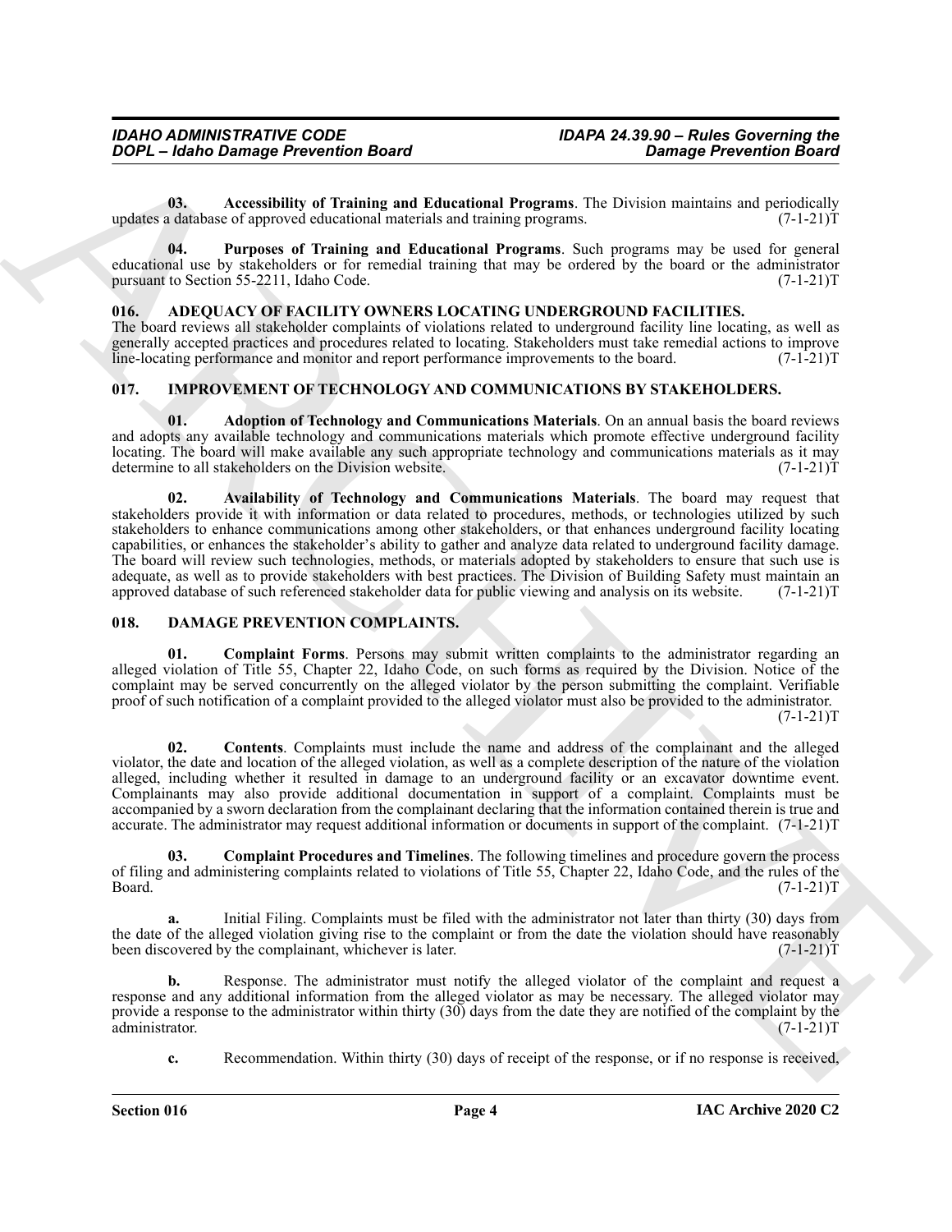**03. Accessibility of Training and Educational Programs**. The Division maintains and periodically updates a database of approved educational materials and training programs. (7-1-21)T

**04. Purposes of Training and Educational Programs**. Such programs may be used for general educational use by stakeholders or for remedial training that may be ordered by the board or the administrator pursuant to Section 55-2211, Idaho Code. (7-1-21)T

### 016. ADEQUACY OF FACILITY OWNERS LOCATING UNDERGROUND FACILITIES.

The board reviews all stakeholder complaints of violations related to underground facility line locating, as well as generally accepted practices and procedures related to locating. Stakeholders must take remedial actions to improve line-locating performance and monitor and report performance improvements to the board. (7-1-21)T

### 017. IMPROVEMENT OF TECHNOLOGY AND COMMUNICATIONS BY STAKEHOLDERS.

**01. Adoption of Technology and Communications Materials**. On an annual basis the board reviews and adopts any available technology and communications materials which promote effective underground facility locating. The board will make available any such appropriate technology and communications materials as it may determine to all stakeholders on the Division website. (7-1-21)T

**02. Availability of Technology and Communications Materials**. The board may request that stakeholders provide it with information or data related to procedures, methods, or technologies utilized by such stakeholders to enhance communications among other stakeholders, or that enhances underground facility locating capabilities, or enhances the stakeholder's ability to gather and analyze data related to underground facility damage. The board will review such technologies, methods, or materials adopted by stakeholders to ensure that such use is adequate, as well as to provide stakeholders with best practices. The Division of Building Safety must maintain an approved database of such referenced stakeholder data for public viewing and analysis on its website. (7-1-21)T

### 018. DAMAGE PREVENTION COMPLAINTS.

**01. Complaint Forms**. Persons may submit written complaints to the administrator regarding an alleged violation of Title 55, Chapter 22, Idaho Code, on such forms as required by the Division. Notice of the complaint may be served concurrently on the alleged violator by the person submitting the complaint. Verifiable proof of such notification of a complaint provided to the alleged violator must also be provided to the administrator. (7-1-21)T

**02. Contents**. Complaints must include the name and address of the complainant and the alleged violator, the date and location of the alleged violation, as well as a complete description of the nature of the violation alleged, including whether it resulted in damage to an underground facility or an excavator downtime event. Complainants may also provide additional documentation in support of a complaint. Complaints must be accompanied by a sworn declaration from the complainant declaring that the information contained therein is true and accurate. The administrator may request additional information or documents in support of the complaint. (7-1-21)T

**03. Complaint Procedures and Timelines**. The following timelines and procedure govern the process of filing and administering complaints related to violations of Title 55, Chapter 22, Idaho Code, and the rules of the Board. (7-1-21)T

**a.** Initial Filing. Complaints must be filed with the administrator not later than thirty (30) days from the date of the alleged violation giving rise to the complaint or from the date the violation should have reasonably been discovered by the complainant, whichever is later. (7-1-21)T

**b.** Response. The administrator must notify the alleged violator of the complaint and request a response and any additional information from the alleged violator as may be necessary. The alleged violator may provide a response to the administrator within thirty (30) days from the date they are notified of the complaint by the administrator. (7-1-21)T

**c.** Recommendation. Within thirty (30) days of receipt of the response, or if no response is received,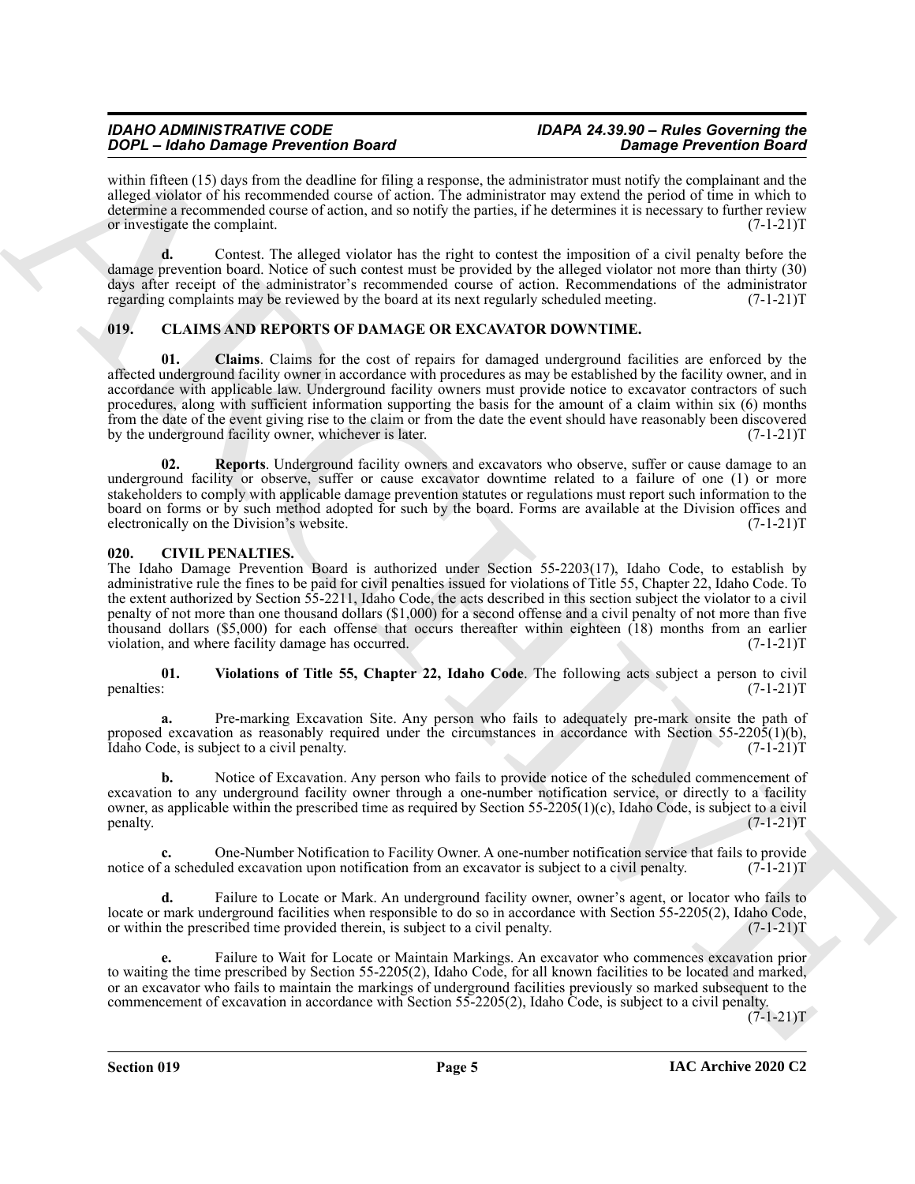within fifteen (15) days from the deadline for filing a response, the administrator must notify the complainant and the alleged violator of his recommended course of action. The administrator may extend the period of time in which to determine a recommended course of action, and so notify the parties, if he determines it is necessary to further review or investigate the complaint. (7-1-21)T

**d.** Contest. The alleged violator has the right to contest the imposition of a civil penalty before the damage prevention board. Notice of such contest must be provided by the alleged violator not more than thirty (30) days after receipt of the administrator's recommended course of action. Recommendations of the administrator regarding complaints may be reviewed by the board at its next regularly scheduled meeting. (7-1-21)T

## 019. CLAIMS AND REPORTS OF DAMAGE OR EXCAVATOR DOWNTIME.

**01. Claims**. Claims for the cost of repairs for damaged underground facilities are enforced by the affected underground facility owner in accordance with procedures as may be established by the facility owner, and in accordance with applicable law. Underground facility owners must provide notice to excavator contractors of such procedures, along with sufficient information supporting the basis for the amount of a claim within six (6) months from the date of the event giving rise to the claim or from the date the event should have reasonably been discovered by the underground facility owner, whichever is later. (7-1-21)T

**02. Reports**. Underground facility owners and excavators who observe, suffer or cause damage to an underground facility or observe, suffer or cause excavator downtime related to a failure of one (1) or more stakeholders to comply with applicable damage prevention statutes or regulations must report such information to the board on forms or by such method adopted for such by the board. Forms are available at the Division offices and electronically on the Division's website. (7-1-21)T

## 020. CIVIL PENALTIES.

The Idaho Damage Prevention Board is authorized under Section 55-2203(17), Idaho Code, to establish by administrative rule the fines to be paid for civil penalties issued for violations of Title 55, Chapter 22, Idaho Code. To the extent authorized by Section 55-2211, Idaho Code, the acts described in this section subject the violator to a civil penalty of not more than one thousand dollars ($1,000) for a second offense and a civil penalty of not more than five thousand dollars ($5,000) for each offense that occurs thereafter within eighteen (18) months from an earlier violation, and where facility damage has occurred. (7-1-21)T

**01. Violations of Title 55, Chapter 22, Idaho Code**. The following acts subject a person to civil penalties: (7-1-21)T

**a.** Pre-marking Excavation Site. Any person who fails to adequately pre-mark onsite the path of proposed excavation as reasonably required under the circumstances in accordance with Section 55-2205(1)(b), Idaho Code, is subject to a civil penalty. (7-1-21)T

**b.** Notice of Excavation. Any person who fails to provide notice of the scheduled commencement of excavation to any underground facility owner through a one-number notification service, or directly to a facility owner, as applicable within the prescribed time as required by Section 55-2205(1)(c), Idaho Code, is subject to a civil penalty. (7-1-21)T

**c.** One-Number Notification to Facility Owner. A one-number notification service that fails to provide notice of a scheduled excavation upon notification from an excavator is subject to a civil penalty. (7-1-21)T

**d.** Failure to Locate or Mark. An underground facility owner, owner's agent, or locator who fails to locate or mark underground facilities when responsible to do so in accordance with Section 55-2205(2), Idaho Code, or within the prescribed time provided therein, is subject to a civil penalty. (7-1-21)T

**e.** Failure to Wait for Locate or Maintain Markings. An excavator who commences excavation prior to waiting the time prescribed by Section 55-2205(2), Idaho Code, for all known facilities to be located and marked, or an excavator who fails to maintain the markings of underground facilities previously so marked subsequent to the commencement of excavation in accordance with Section 55-2205(2), Idaho Code, is subject to a civil penalty. (7-1-21)T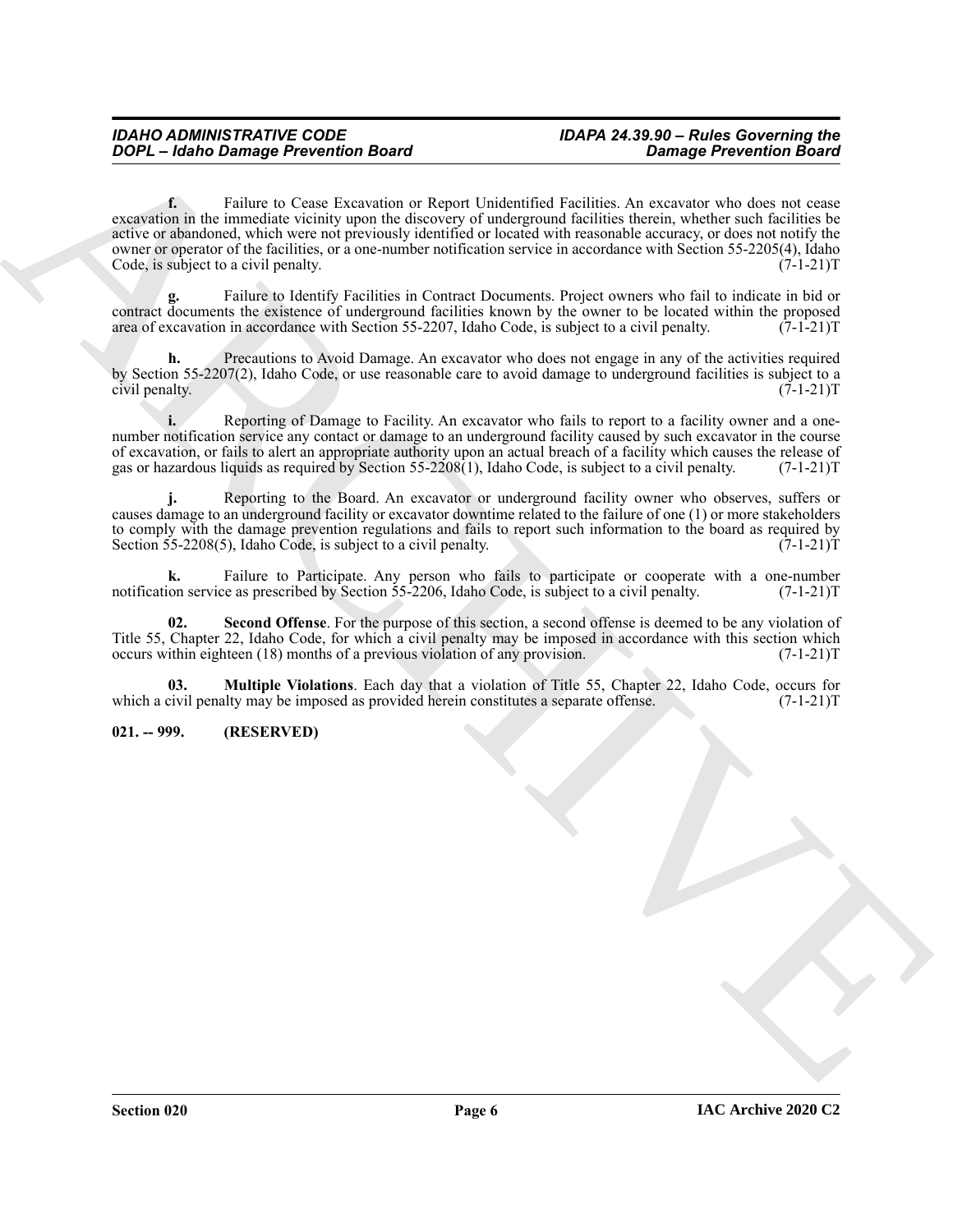**f.** Failure to Cease Excavation or Report Unidentified Facilities. An excavator who does not cease excavation in the immediate vicinity upon the discovery of underground facilities therein, whether such facilities be active or abandoned, which were not previously identified or located with reasonable accuracy, or does not notify the owner or operator of the facilities, or a one-number notification service in accordance with Section 55-2205(4), Idaho Code, is subject to a civil penalty. (7-1-21)T

**g.** Failure to Identify Facilities in Contract Documents. Project owners who fail to indicate in bid or contract documents the existence of underground facilities known by the owner to be located within the proposed area of excavation in accordance with Section 55-2207, Idaho Code, is subject to a civil penalty. (7-1-21)T

**h.** Precautions to Avoid Damage. An excavator who does not engage in any of the activities required by Section 55-2207(2), Idaho Code, or use reasonable care to avoid damage to underground facilities is subject to a civil penalty. (7-1-21)T

**i.** Reporting of Damage to Facility. An excavator who fails to report to a facility owner and a one-number notification service any contact or damage to an underground facility caused by such excavator in the course of excavation, or fails to alert an appropriate authority upon an actual breach of a facility which causes the release of gas or hazardous liquids as required by Section 55-2208(1), Idaho Code, is subject to a civil penalty. (7-1-21)T

**j.** Reporting to the Board. An excavator or underground facility owner who observes, suffers or causes damage to an underground facility or excavator downtime related to the failure of one (1) or more stakeholders to comply with the damage prevention regulations and fails to report such information to the board as required by Section 55-2208(5), Idaho Code, is subject to a civil penalty. (7-1-21)T

**k.** Failure to Participate. Any person who fails to participate or cooperate with a one-number notification service as prescribed by Section 55-2206, Idaho Code, is subject to a civil penalty. (7-1-21)T

**02. Second Offense**. For the purpose of this section, a second offense is deemed to be any violation of Title 55, Chapter 22, Idaho Code, for which a civil penalty may be imposed in accordance with this section which occurs within eighteen (18) months of a previous violation of any provision. (7-1-21)T

**03. Multiple Violations**. Each day that a violation of Title 55, Chapter 22, Idaho Code, occurs for which a civil penalty may be imposed as provided herein constitutes a separate offense. (7-1-21)T

**021. -- 999. (RESERVED)**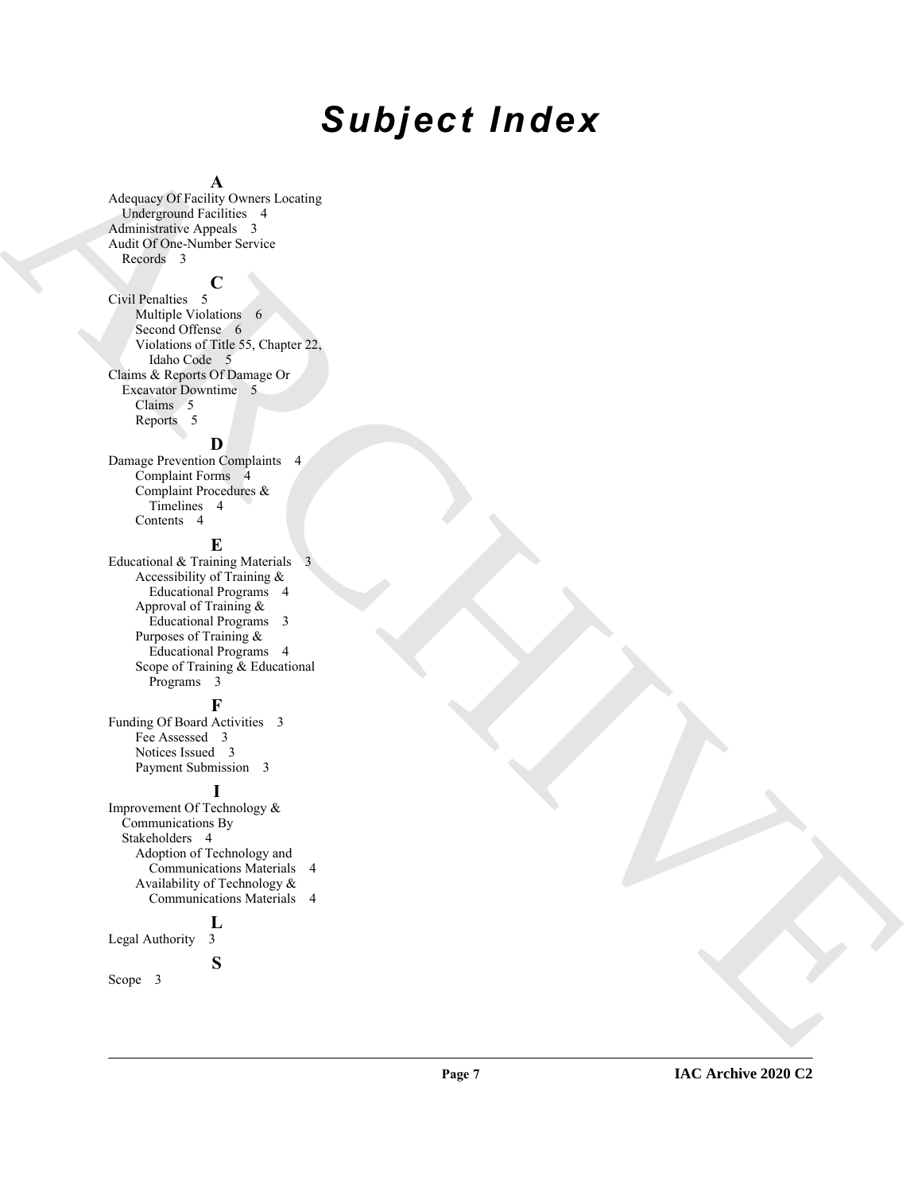# Subject Index

**A**

Adequacy Of Facility Owners Locating Underground Facilities 4
Administrative Appeals 3
Audit Of One-Number Service Records 3

**C**

Civil Penalties 5
- Multiple Violations 6
- Second Offense 6
- Violations of Title 55, Chapter 22, Idaho Code 5

Claims & Reports Of Damage Or Excavator Downtime 5
- Claims 5
- Reports 5

**D**

Damage Prevention Complaints 4
- Complaint Forms 4
- Complaint Procedures & Timelines 4
- Contents 4

**E**

Educational & Training Materials 3
- Accessibility of Training & Educational Programs 4
- Approval of Training & Educational Programs 3
- Purposes of Training & Educational Programs 4
- Scope of Training & Educational Programs 3

**F**

Funding Of Board Activities 3
- Fee Assessed 3
- Notices Issued 3
- Payment Submission 3

**I**

Improvement Of Technology & Communications By Stakeholders 4
- Adoption of Technology and Communications Materials 4
- Availability of Technology & Communications Materials 4

**L**

Legal Authority 3

**S**

Scope 3